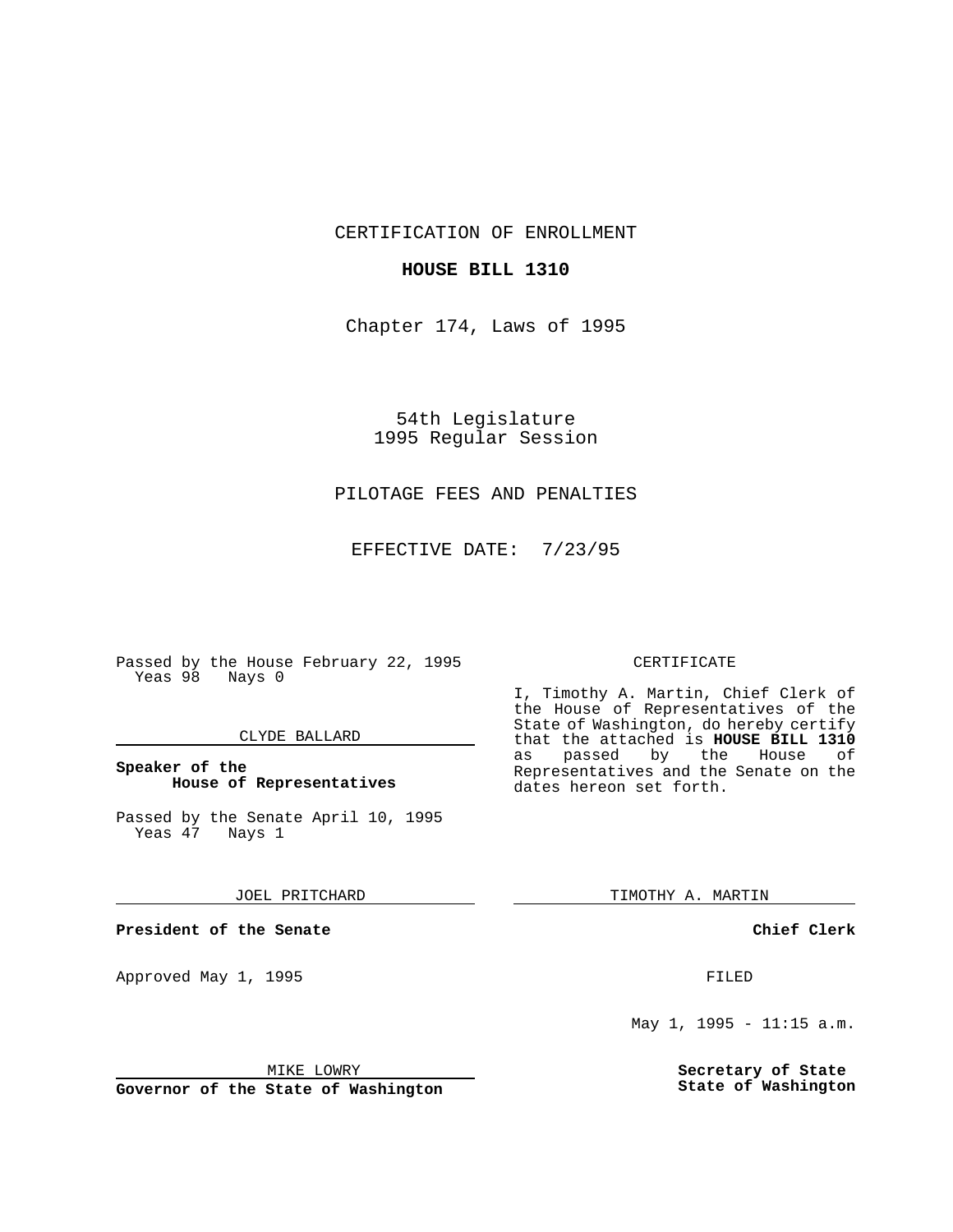CERTIFICATION OF ENROLLMENT

**HOUSE BILL 1310**

Chapter 174, Laws of 1995

54th Legislature
1995 Regular Session

PILOTAGE FEES AND PENALTIES

EFFECTIVE DATE: 7/23/95

Passed by the House February 22, 1995
Yeas 98 Nays 0

CLYDE BALLARD

**Speaker of the House of Representatives**

Passed by the Senate April 10, 1995
Yeas 47 Nays 1

JOEL PRITCHARD

**President of the Senate**

Approved May 1, 1995

MIKE LOWRY

**Governor of the State of Washington**

CERTIFICATE

I, Timothy A. Martin, Chief Clerk of the House of Representatives of the State of Washington, do hereby certify that the attached is **HOUSE BILL 1310** as passed by the House of Representatives and the Senate on the dates hereon set forth.

TIMOTHY A. MARTIN

**Chief Clerk**

FILED

May 1, 1995 - 11:15 a.m.

**Secretary of State State of Washington**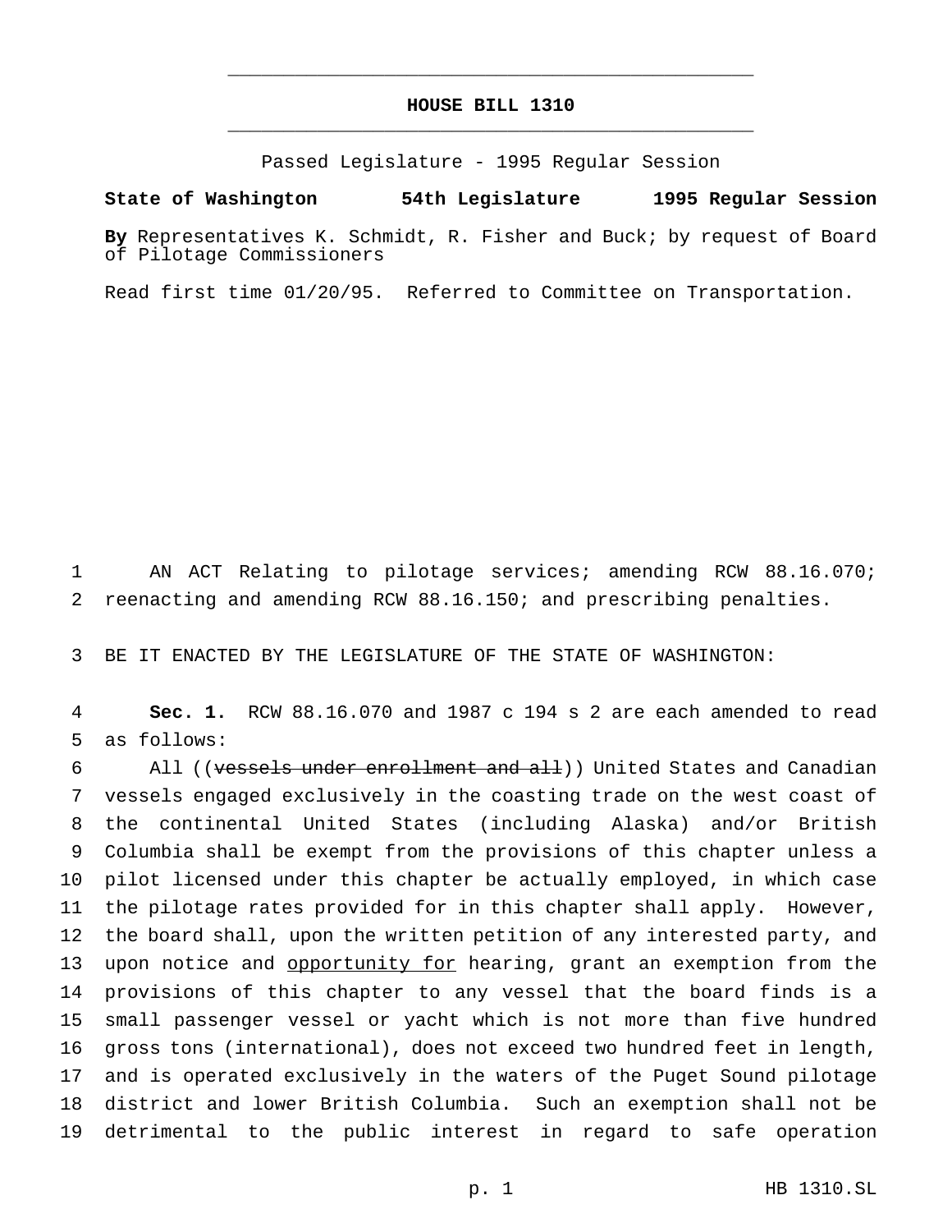# HOUSE BILL 1310

Passed Legislature - 1995 Regular Session

**State of Washington 54th Legislature 1995 Regular Session**

**By** Representatives K. Schmidt, R. Fisher and Buck; by request of Board of Pilotage Commissioners

Read first time 01/20/95. Referred to Committee on Transportation.

1 AN ACT Relating to pilotage services; amending RCW 88.16.070;
2 reenacting and amending RCW 88.16.150; and prescribing penalties.

3 BE IT ENACTED BY THE LEGISLATURE OF THE STATE OF WASHINGTON:

4 **Sec. 1.** RCW 88.16.070 and 1987 c 194 s 2 are each amended to read
5 as follows:

6 All ((~~vessels under enrollment and all~~)) United States and Canadian
7 vessels engaged exclusively in the coasting trade on the west coast of
8 the continental United States (including Alaska) and/or British
9 Columbia shall be exempt from the provisions of this chapter unless a
10 pilot licensed under this chapter be actually employed, in which case
11 the pilotage rates provided for in this chapter shall apply. However,
12 the board shall, upon the written petition of any interested party, and
13 upon notice and <u>opportunity for</u> hearing, grant an exemption from the
14 provisions of this chapter to any vessel that the board finds is a
15 small passenger vessel or yacht which is not more than five hundred
16 gross tons (international), does not exceed two hundred feet in length,
17 and is operated exclusively in the waters of the Puget Sound pilotage
18 district and lower British Columbia. Such an exemption shall not be
19 detrimental to the public interest in regard to safe operation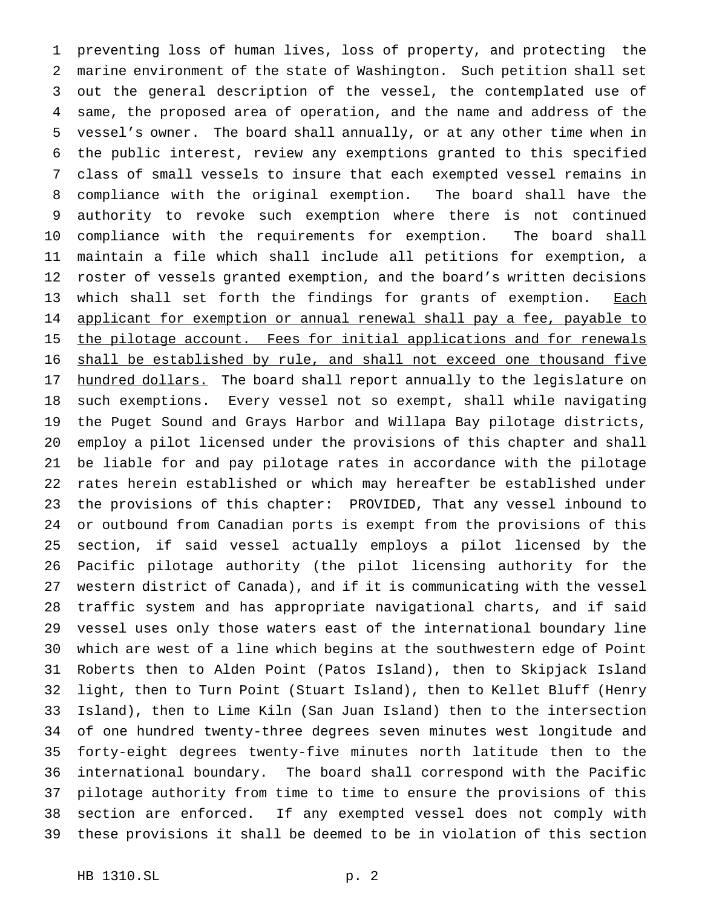preventing loss of human lives, loss of property, and protecting the marine environment of the state of Washington. Such petition shall set out the general description of the vessel, the contemplated use of same, the proposed area of operation, and the name and address of the vessel's owner. The board shall annually, or at any other time when in the public interest, review any exemptions granted to this specified class of small vessels to insure that each exempted vessel remains in compliance with the original exemption. The board shall have the authority to revoke such exemption where there is not continued compliance with the requirements for exemption. The board shall maintain a file which shall include all petitions for exemption, a roster of vessels granted exemption, and the board's written decisions which shall set forth the findings for grants of exemption. <u>Each applicant for exemption or annual renewal shall pay a fee, payable to the pilotage account. Fees for initial applications and for renewals shall be established by rule, and shall not exceed one thousand five hundred dollars.</u> The board shall report annually to the legislature on such exemptions. Every vessel not so exempt, shall while navigating the Puget Sound and Grays Harbor and Willapa Bay pilotage districts, employ a pilot licensed under the provisions of this chapter and shall be liable for and pay pilotage rates in accordance with the pilotage rates herein established or which may hereafter be established under the provisions of this chapter: PROVIDED, That any vessel inbound to or outbound from Canadian ports is exempt from the provisions of this section, if said vessel actually employs a pilot licensed by the Pacific pilotage authority (the pilot licensing authority for the western district of Canada), and if it is communicating with the vessel traffic system and has appropriate navigational charts, and if said vessel uses only those waters east of the international boundary line which are west of a line which begins at the southwestern edge of Point Roberts then to Alden Point (Patos Island), then to Skipjack Island light, then to Turn Point (Stuart Island), then to Kellet Bluff (Henry Island), then to Lime Kiln (San Juan Island) then to the intersection of one hundred twenty-three degrees seven minutes west longitude and forty-eight degrees twenty-five minutes north latitude then to the international boundary. The board shall correspond with the Pacific pilotage authority from time to time to ensure the provisions of this section are enforced. If any exempted vessel does not comply with these provisions it shall be deemed to be in violation of this section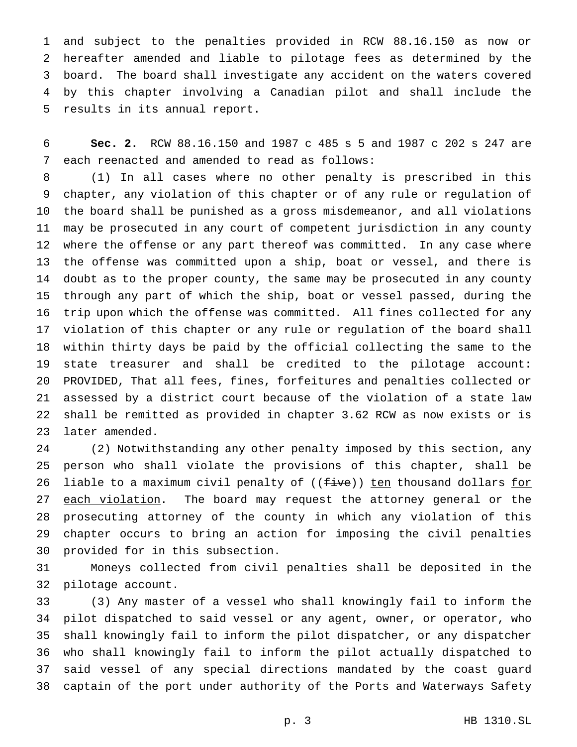and subject to the penalties provided in RCW 88.16.150 as now or hereafter amended and liable to pilotage fees as determined by the board. The board shall investigate any accident on the waters covered by this chapter involving a Canadian pilot and shall include the results in its annual report.

**Sec. 2.** RCW 88.16.150 and 1987 c 485 s 5 and 1987 c 202 s 247 are each reenacted and amended to read as follows:

(1) In all cases where no other penalty is prescribed in this chapter, any violation of this chapter or of any rule or regulation of the board shall be punished as a gross misdemeanor, and all violations may be prosecuted in any court of competent jurisdiction in any county where the offense or any part thereof was committed. In any case where the offense was committed upon a ship, boat or vessel, and there is doubt as to the proper county, the same may be prosecuted in any county through any part of which the ship, boat or vessel passed, during the trip upon which the offense was committed. All fines collected for any violation of this chapter or any rule or regulation of the board shall within thirty days be paid by the official collecting the same to the state treasurer and shall be credited to the pilotage account: PROVIDED, That all fees, fines, forfeitures and penalties collected or assessed by a district court because of the violation of a state law shall be remitted as provided in chapter 3.62 RCW as now exists or is later amended.

(2) Notwithstanding any other penalty imposed by this section, any person who shall violate the provisions of this chapter, shall be liable to a maximum civil penalty of ((~~five~~)) <u>ten</u> thousand dollars <u>for each violation</u>. The board may request the attorney general or the prosecuting attorney of the county in which any violation of this chapter occurs to bring an action for imposing the civil penalties provided for in this subsection.

Moneys collected from civil penalties shall be deposited in the pilotage account.

(3) Any master of a vessel who shall knowingly fail to inform the pilot dispatched to said vessel or any agent, owner, or operator, who shall knowingly fail to inform the pilot dispatcher, or any dispatcher who shall knowingly fail to inform the pilot actually dispatched to said vessel of any special directions mandated by the coast guard captain of the port under authority of the Ports and Waterways Safety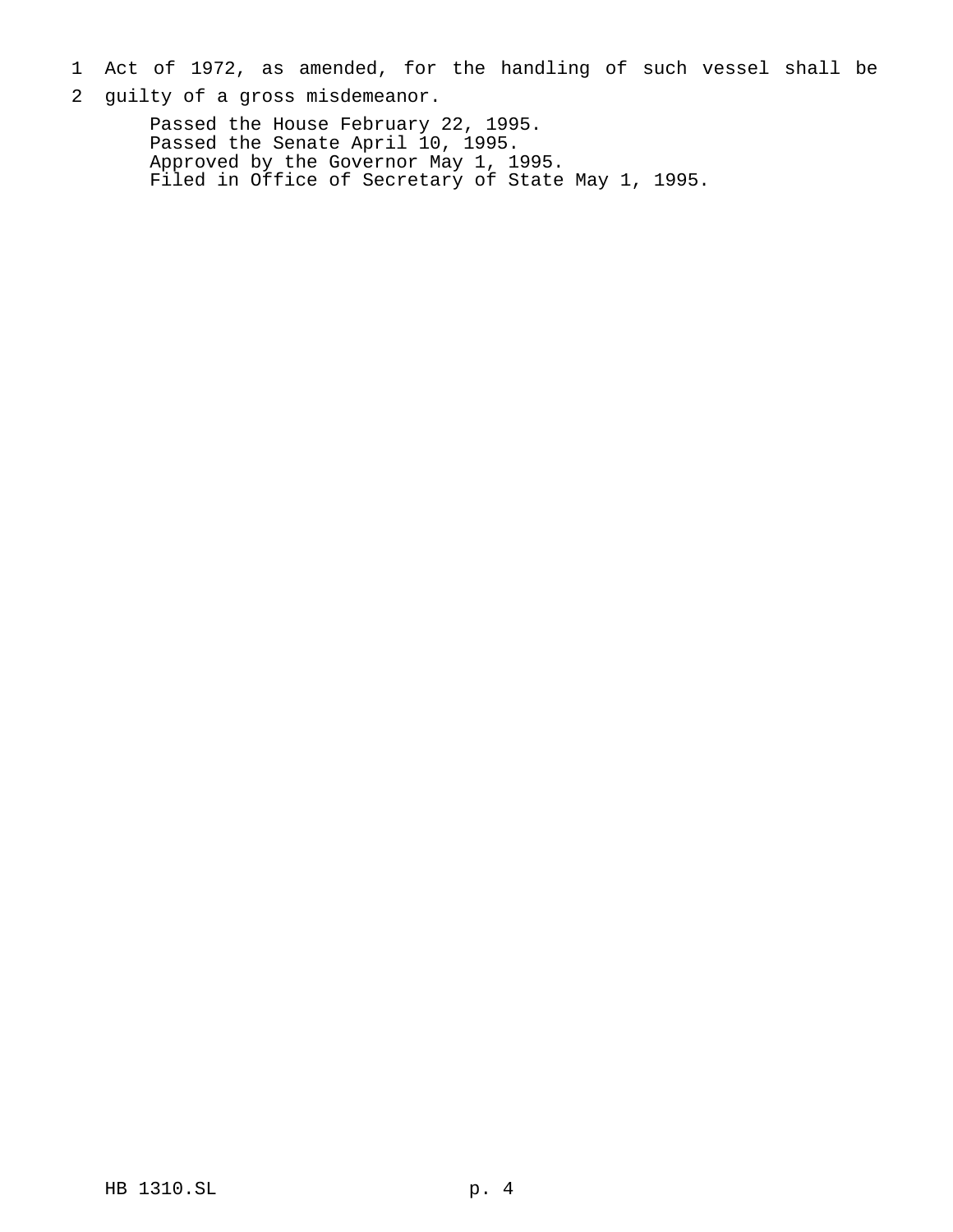Act of 1972, as amended, for the handling of such vessel shall be guilty of a gross misdemeanor.

Passed the House February 22, 1995.
Passed the Senate April 10, 1995.
Approved by the Governor May 1, 1995.
Filed in Office of Secretary of State May 1, 1995.